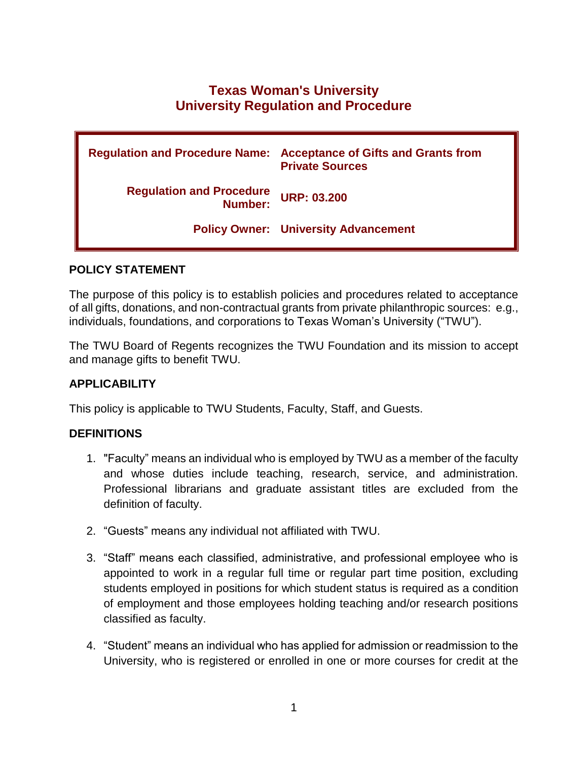# Texas Woman's University
# University Regulation and Procedure

| | |
|---|---|
| **Regulation and Procedure Name:** | **Acceptance of Gifts and Grants from Private Sources** |
| **Regulation and Procedure Number:** | **URP: 03.200** |
| **Policy Owner:** | **University Advancement** |

## POLICY STATEMENT

The purpose of this policy is to establish policies and procedures related to acceptance of all gifts, donations, and non-contractual grants from private philanthropic sources: e.g., individuals, foundations, and corporations to Texas Woman's University ("TWU").

The TWU Board of Regents recognizes the TWU Foundation and its mission to accept and manage gifts to benefit TWU.

## APPLICABILITY

This policy is applicable to TWU Students, Faculty, Staff, and Guests.

## DEFINITIONS

1. "Faculty" means an individual who is employed by TWU as a member of the faculty and whose duties include teaching, research, service, and administration. Professional librarians and graduate assistant titles are excluded from the definition of faculty.

2. "Guests" means any individual not affiliated with TWU.

3. "Staff" means each classified, administrative, and professional employee who is appointed to work in a regular full time or regular part time position, excluding students employed in positions for which student status is required as a condition of employment and those employees holding teaching and/or research positions classified as faculty.

4. "Student" means an individual who has applied for admission or readmission to the University, who is registered or enrolled in one or more courses for credit at the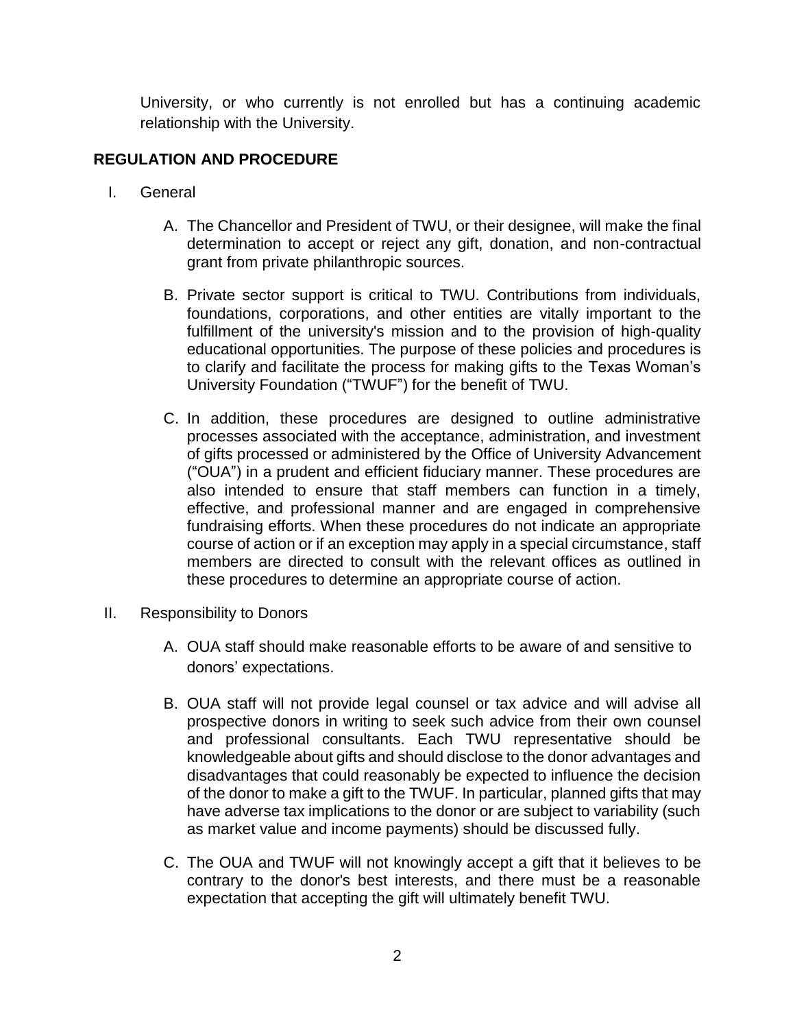University, or who currently is not enrolled but has a continuing academic relationship with the University.

## REGULATION AND PROCEDURE

I. General

A. The Chancellor and President of TWU, or their designee, will make the final determination to accept or reject any gift, donation, and non-contractual grant from private philanthropic sources.

B. Private sector support is critical to TWU. Contributions from individuals, foundations, corporations, and other entities are vitally important to the fulfillment of the university's mission and to the provision of high-quality educational opportunities. The purpose of these policies and procedures is to clarify and facilitate the process for making gifts to the Texas Woman's University Foundation ("TWUF") for the benefit of TWU.

C. In addition, these procedures are designed to outline administrative processes associated with the acceptance, administration, and investment of gifts processed or administered by the Office of University Advancement ("OUA") in a prudent and efficient fiduciary manner. These procedures are also intended to ensure that staff members can function in a timely, effective, and professional manner and are engaged in comprehensive fundraising efforts. When these procedures do not indicate an appropriate course of action or if an exception may apply in a special circumstance, staff members are directed to consult with the relevant offices as outlined in these procedures to determine an appropriate course of action.

II. Responsibility to Donors

A. OUA staff should make reasonable efforts to be aware of and sensitive to donors' expectations.

B. OUA staff will not provide legal counsel or tax advice and will advise all prospective donors in writing to seek such advice from their own counsel and professional consultants. Each TWU representative should be knowledgeable about gifts and should disclose to the donor advantages and disadvantages that could reasonably be expected to influence the decision of the donor to make a gift to the TWUF. In particular, planned gifts that may have adverse tax implications to the donor or are subject to variability (such as market value and income payments) should be discussed fully.

C. The OUA and TWUF will not knowingly accept a gift that it believes to be contrary to the donor's best interests, and there must be a reasonable expectation that accepting the gift will ultimately benefit TWU.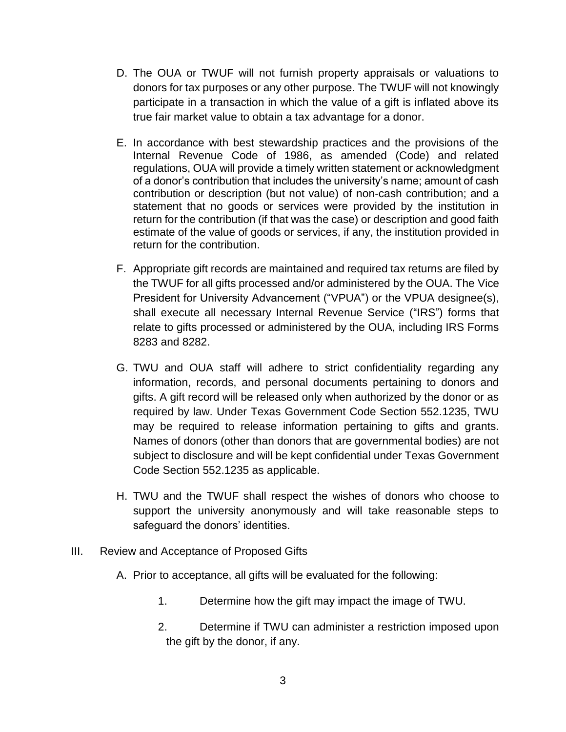D. The OUA or TWUF will not furnish property appraisals or valuations to donors for tax purposes or any other purpose. The TWUF will not knowingly participate in a transaction in which the value of a gift is inflated above its true fair market value to obtain a tax advantage for a donor.

E. In accordance with best stewardship practices and the provisions of the Internal Revenue Code of 1986, as amended (Code) and related regulations, OUA will provide a timely written statement or acknowledgment of a donor's contribution that includes the university's name; amount of cash contribution or description (but not value) of non-cash contribution; and a statement that no goods or services were provided by the institution in return for the contribution (if that was the case) or description and good faith estimate of the value of goods or services, if any, the institution provided in return for the contribution.

F. Appropriate gift records are maintained and required tax returns are filed by the TWUF for all gifts processed and/or administered by the OUA. The Vice President for University Advancement ("VPUA") or the VPUA designee(s), shall execute all necessary Internal Revenue Service ("IRS") forms that relate to gifts processed or administered by the OUA, including IRS Forms 8283 and 8282.

G. TWU and OUA staff will adhere to strict confidentiality regarding any information, records, and personal documents pertaining to donors and gifts. A gift record will be released only when authorized by the donor or as required by law. Under Texas Government Code Section 552.1235, TWU may be required to release information pertaining to gifts and grants. Names of donors (other than donors that are governmental bodies) are not subject to disclosure and will be kept confidential under Texas Government Code Section 552.1235 as applicable.

H. TWU and the TWUF shall respect the wishes of donors who choose to support the university anonymously and will take reasonable steps to safeguard the donors' identities.

III. Review and Acceptance of Proposed Gifts

A. Prior to acceptance, all gifts will be evaluated for the following:

1. Determine how the gift may impact the image of TWU.

2. Determine if TWU can administer a restriction imposed upon the gift by the donor, if any.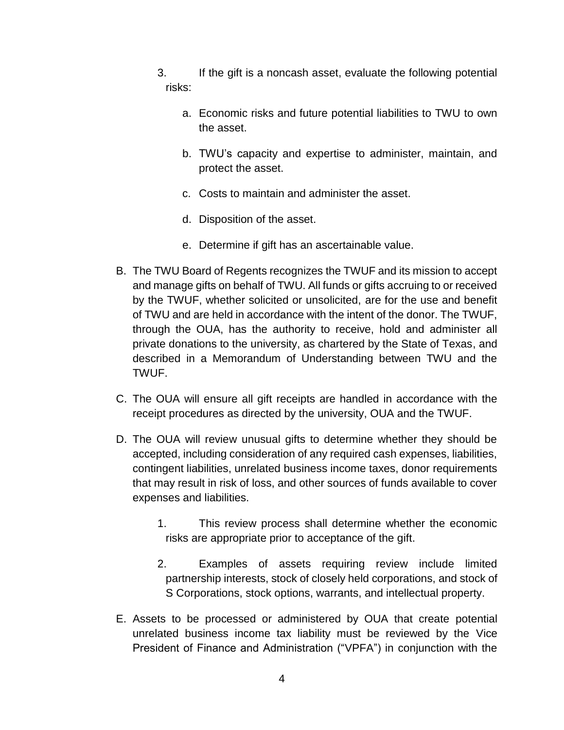3. If the gift is a noncash asset, evaluate the following potential risks:

    a. Economic risks and future potential liabilities to TWU to own the asset.

    b. TWU's capacity and expertise to administer, maintain, and protect the asset.

    c. Costs to maintain and administer the asset.

    d. Disposition of the asset.

    e. Determine if gift has an ascertainable value.

B. The TWU Board of Regents recognizes the TWUF and its mission to accept and manage gifts on behalf of TWU. All funds or gifts accruing to or received by the TWUF, whether solicited or unsolicited, are for the use and benefit of TWU and are held in accordance with the intent of the donor. The TWUF, through the OUA, has the authority to receive, hold and administer all private donations to the university, as chartered by the State of Texas, and described in a Memorandum of Understanding between TWU and the TWUF.

C. The OUA will ensure all gift receipts are handled in accordance with the receipt procedures as directed by the university, OUA and the TWUF.

D. The OUA will review unusual gifts to determine whether they should be accepted, including consideration of any required cash expenses, liabilities, contingent liabilities, unrelated business income taxes, donor requirements that may result in risk of loss, and other sources of funds available to cover expenses and liabilities.

    1. This review process shall determine whether the economic risks are appropriate prior to acceptance of the gift.

    2. Examples of assets requiring review include limited partnership interests, stock of closely held corporations, and stock of S Corporations, stock options, warrants, and intellectual property.

E. Assets to be processed or administered by OUA that create potential unrelated business income tax liability must be reviewed by the Vice President of Finance and Administration ("VPFA") in conjunction with the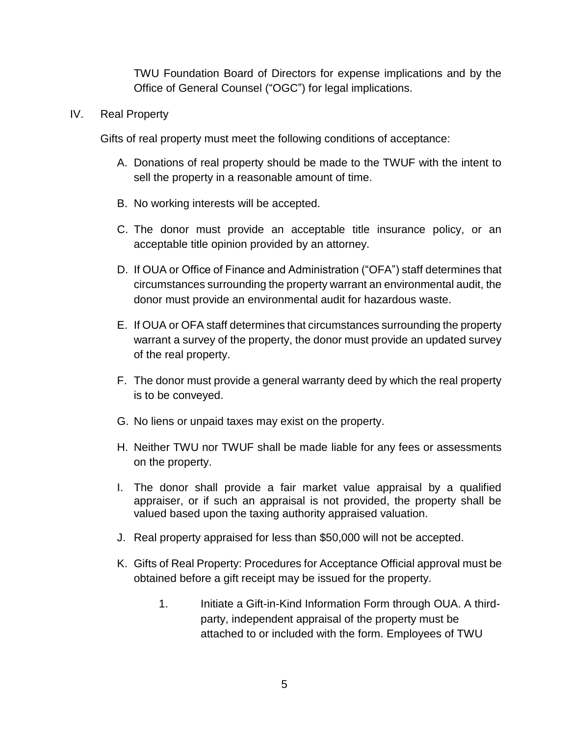TWU Foundation Board of Directors for expense implications and by the Office of General Counsel ("OGC") for legal implications.

IV. Real Property

Gifts of real property must meet the following conditions of acceptance:

A. Donations of real property should be made to the TWUF with the intent to sell the property in a reasonable amount of time.

B. No working interests will be accepted.

C. The donor must provide an acceptable title insurance policy, or an acceptable title opinion provided by an attorney.

D. If OUA or Office of Finance and Administration ("OFA") staff determines that circumstances surrounding the property warrant an environmental audit, the donor must provide an environmental audit for hazardous waste.

E. If OUA or OFA staff determines that circumstances surrounding the property warrant a survey of the property, the donor must provide an updated survey of the real property.

F. The donor must provide a general warranty deed by which the real property is to be conveyed.

G. No liens or unpaid taxes may exist on the property.

H. Neither TWU nor TWUF shall be made liable for any fees or assessments on the property.

I. The donor shall provide a fair market value appraisal by a qualified appraiser, or if such an appraisal is not provided, the property shall be valued based upon the taxing authority appraised valuation.

J. Real property appraised for less than $50,000 will not be accepted.

K. Gifts of Real Property: Procedures for Acceptance Official approval must be obtained before a gift receipt may be issued for the property.

   1. Initiate a Gift-in-Kind Information Form through OUA. A third-party, independent appraisal of the property must be attached to or included with the form. Employees of TWU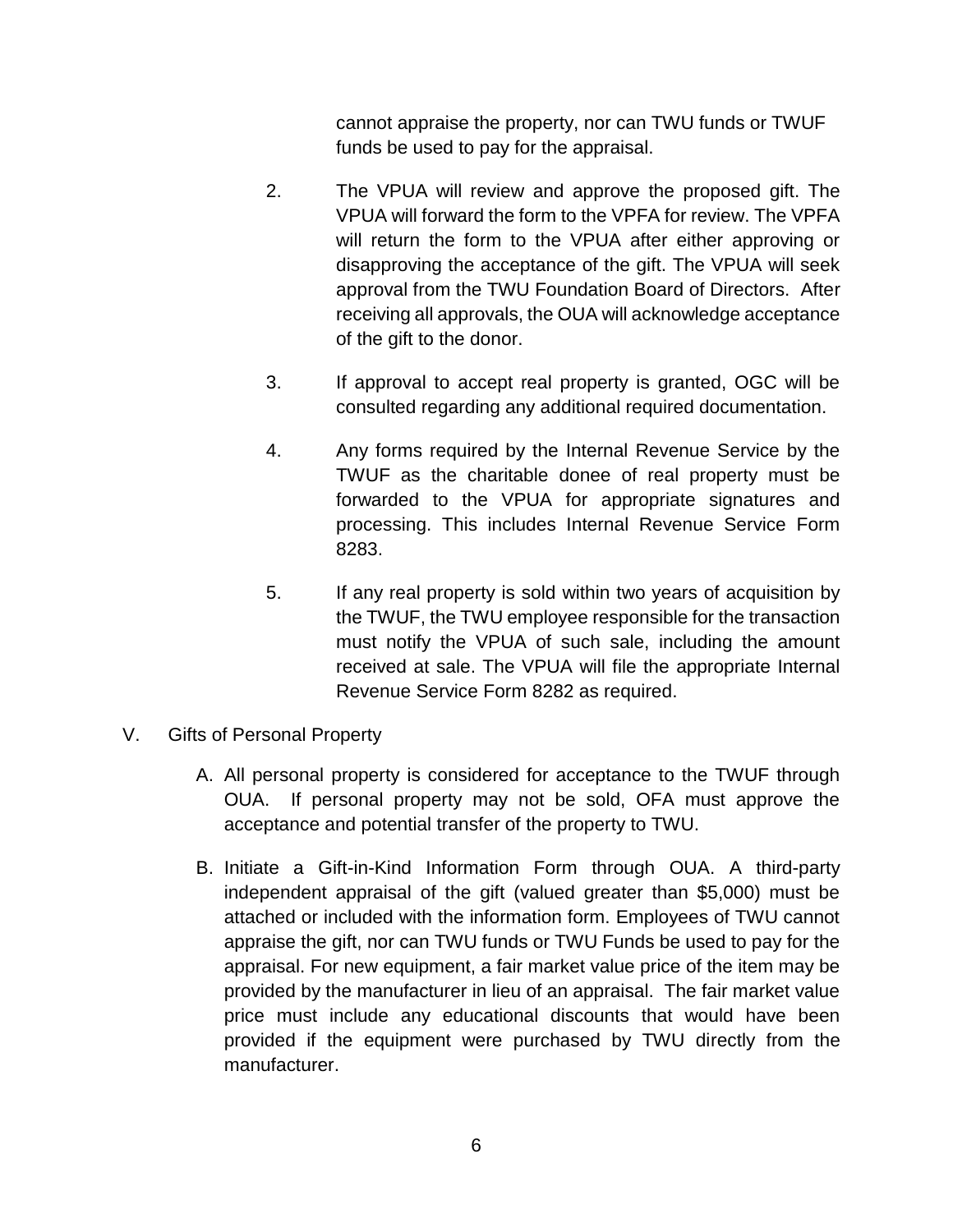cannot appraise the property, nor can TWU funds or TWUF funds be used to pay for the appraisal.

2. The VPUA will review and approve the proposed gift. The VPUA will forward the form to the VPFA for review. The VPFA will return the form to the VPUA after either approving or disapproving the acceptance of the gift. The VPUA will seek approval from the TWU Foundation Board of Directors. After receiving all approvals, the OUA will acknowledge acceptance of the gift to the donor.

3. If approval to accept real property is granted, OGC will be consulted regarding any additional required documentation.

4. Any forms required by the Internal Revenue Service by the TWUF as the charitable donee of real property must be forwarded to the VPUA for appropriate signatures and processing. This includes Internal Revenue Service Form 8283.

5. If any real property is sold within two years of acquisition by the TWUF, the TWU employee responsible for the transaction must notify the VPUA of such sale, including the amount received at sale. The VPUA will file the appropriate Internal Revenue Service Form 8282 as required.

V. Gifts of Personal Property

A. All personal property is considered for acceptance to the TWUF through OUA. If personal property may not be sold, OFA must approve the acceptance and potential transfer of the property to TWU.

B. Initiate a Gift-in-Kind Information Form through OUA. A third-party independent appraisal of the gift (valued greater than $5,000) must be attached or included with the information form. Employees of TWU cannot appraise the gift, nor can TWU funds or TWU Funds be used to pay for the appraisal. For new equipment, a fair market value price of the item may be provided by the manufacturer in lieu of an appraisal. The fair market value price must include any educational discounts that would have been provided if the equipment were purchased by TWU directly from the manufacturer.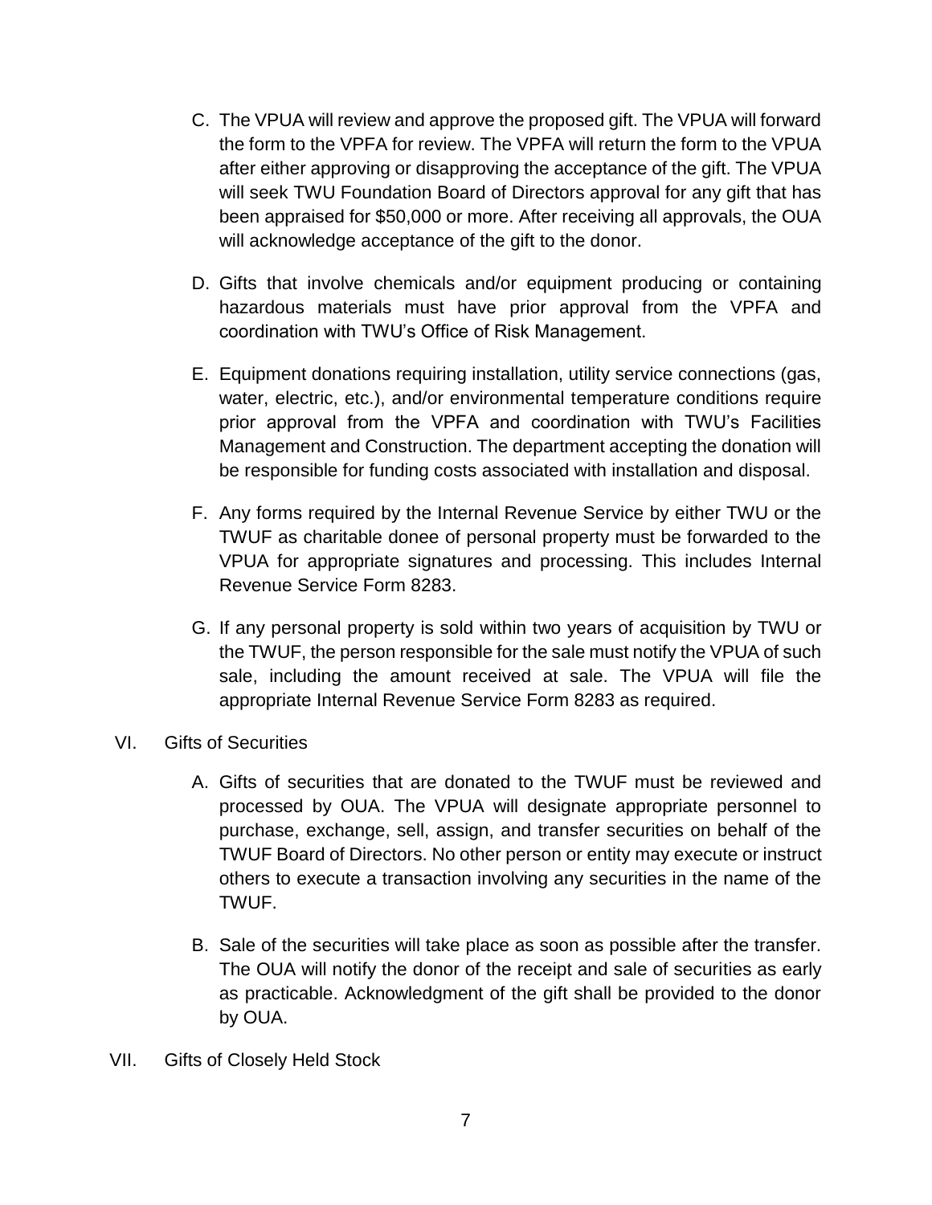C. The VPUA will review and approve the proposed gift. The VPUA will forward the form to the VPFA for review. The VPFA will return the form to the VPUA after either approving or disapproving the acceptance of the gift. The VPUA will seek TWU Foundation Board of Directors approval for any gift that has been appraised for $50,000 or more. After receiving all approvals, the OUA will acknowledge acceptance of the gift to the donor.

D. Gifts that involve chemicals and/or equipment producing or containing hazardous materials must have prior approval from the VPFA and coordination with TWU's Office of Risk Management.

E. Equipment donations requiring installation, utility service connections (gas, water, electric, etc.), and/or environmental temperature conditions require prior approval from the VPFA and coordination with TWU's Facilities Management and Construction. The department accepting the donation will be responsible for funding costs associated with installation and disposal.

F. Any forms required by the Internal Revenue Service by either TWU or the TWUF as charitable donee of personal property must be forwarded to the VPUA for appropriate signatures and processing. This includes Internal Revenue Service Form 8283.

G. If any personal property is sold within two years of acquisition by TWU or the TWUF, the person responsible for the sale must notify the VPUA of such sale, including the amount received at sale. The VPUA will file the appropriate Internal Revenue Service Form 8283 as required.

VI. Gifts of Securities

A. Gifts of securities that are donated to the TWUF must be reviewed and processed by OUA. The VPUA will designate appropriate personnel to purchase, exchange, sell, assign, and transfer securities on behalf of the TWUF Board of Directors. No other person or entity may execute or instruct others to execute a transaction involving any securities in the name of the TWUF.

B. Sale of the securities will take place as soon as possible after the transfer. The OUA will notify the donor of the receipt and sale of securities as early as practicable. Acknowledgment of the gift shall be provided to the donor by OUA.

VII. Gifts of Closely Held Stock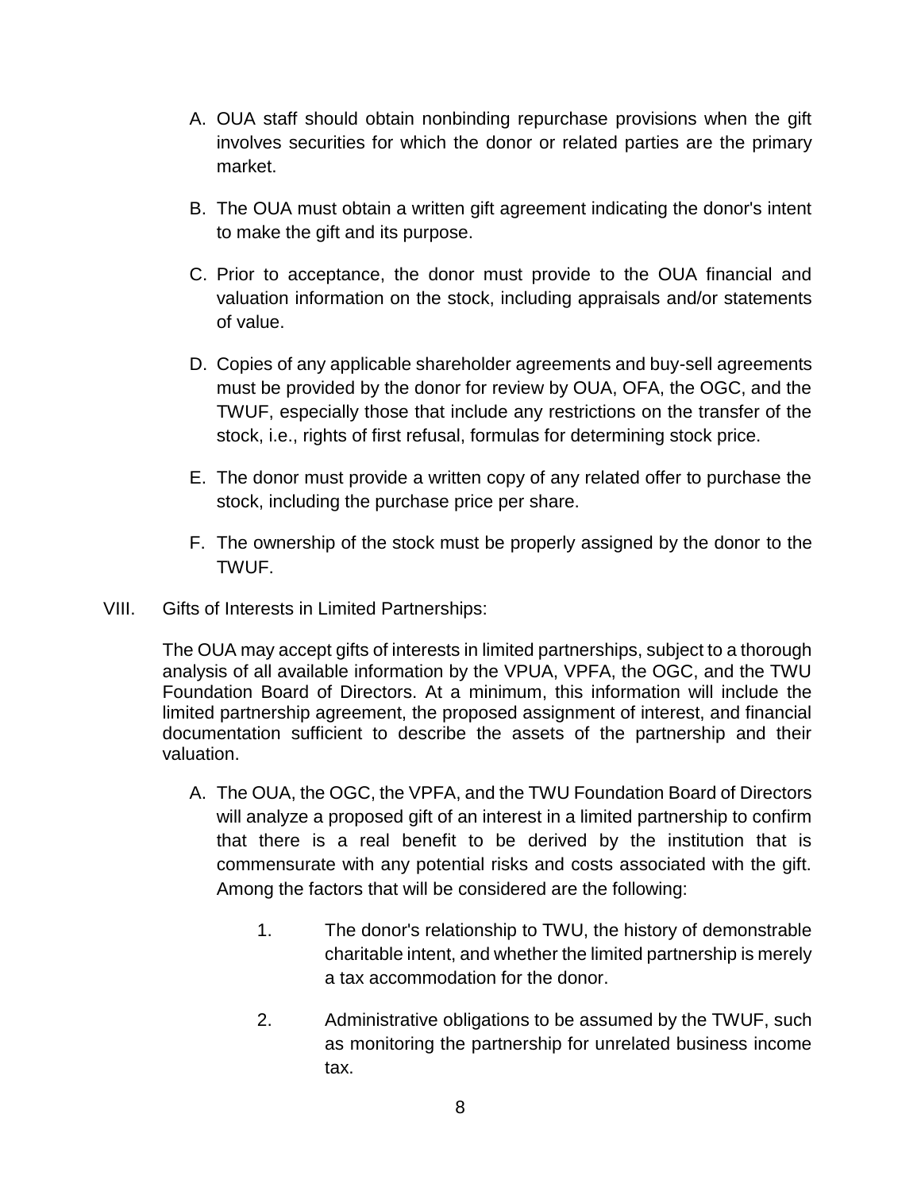A. OUA staff should obtain nonbinding repurchase provisions when the gift involves securities for which the donor or related parties are the primary market.

B. The OUA must obtain a written gift agreement indicating the donor's intent to make the gift and its purpose.

C. Prior to acceptance, the donor must provide to the OUA financial and valuation information on the stock, including appraisals and/or statements of value.

D. Copies of any applicable shareholder agreements and buy-sell agreements must be provided by the donor for review by OUA, OFA, the OGC, and the TWUF, especially those that include any restrictions on the transfer of the stock, i.e., rights of first refusal, formulas for determining stock price.

E. The donor must provide a written copy of any related offer to purchase the stock, including the purchase price per share.

F. The ownership of the stock must be properly assigned by the donor to the TWUF.

VIII. Gifts of Interests in Limited Partnerships:

The OUA may accept gifts of interests in limited partnerships, subject to a thorough analysis of all available information by the VPUA, VPFA, the OGC, and the TWU Foundation Board of Directors. At a minimum, this information will include the limited partnership agreement, the proposed assignment of interest, and financial documentation sufficient to describe the assets of the partnership and their valuation.

A. The OUA, the OGC, the VPFA, and the TWU Foundation Board of Directors will analyze a proposed gift of an interest in a limited partnership to confirm that there is a real benefit to be derived by the institution that is commensurate with any potential risks and costs associated with the gift. Among the factors that will be considered are the following:

   1. The donor's relationship to TWU, the history of demonstrable charitable intent, and whether the limited partnership is merely a tax accommodation for the donor.

   2. Administrative obligations to be assumed by the TWUF, such as monitoring the partnership for unrelated business income tax.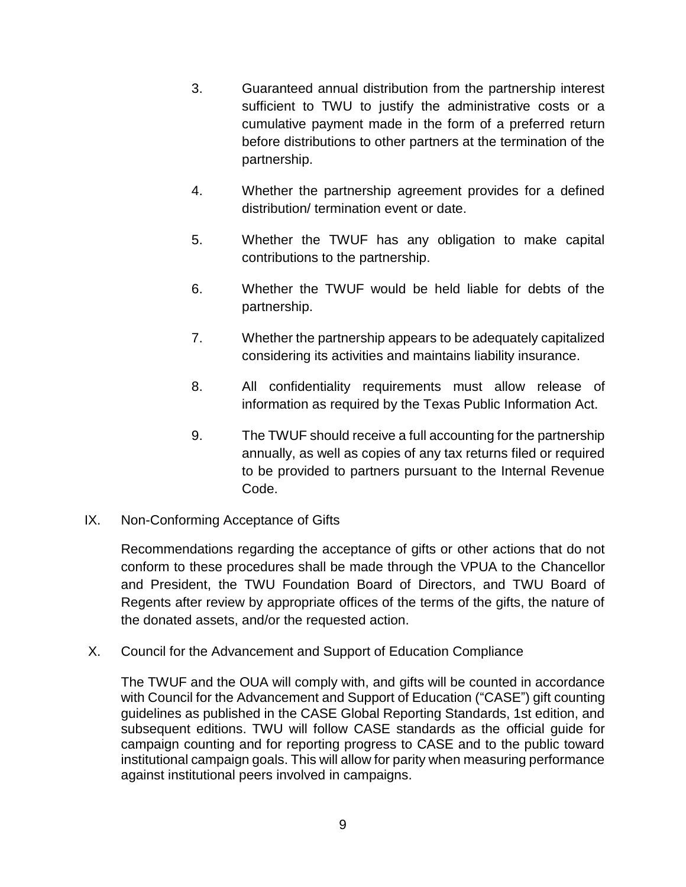3. Guaranteed annual distribution from the partnership interest sufficient to TWU to justify the administrative costs or a cumulative payment made in the form of a preferred return before distributions to other partners at the termination of the partnership.

4. Whether the partnership agreement provides for a defined distribution/ termination event or date.

5. Whether the TWUF has any obligation to make capital contributions to the partnership.

6. Whether the TWUF would be held liable for debts of the partnership.

7. Whether the partnership appears to be adequately capitalized considering its activities and maintains liability insurance.

8. All confidentiality requirements must allow release of information as required by the Texas Public Information Act.

9. The TWUF should receive a full accounting for the partnership annually, as well as copies of any tax returns filed or required to be provided to partners pursuant to the Internal Revenue Code.

## IX. Non-Conforming Acceptance of Gifts

Recommendations regarding the acceptance of gifts or other actions that do not conform to these procedures shall be made through the VPUA to the Chancellor and President, the TWU Foundation Board of Directors, and TWU Board of Regents after review by appropriate offices of the terms of the gifts, the nature of the donated assets, and/or the requested action.

## X. Council for the Advancement and Support of Education Compliance

The TWUF and the OUA will comply with, and gifts will be counted in accordance with Council for the Advancement and Support of Education ("CASE") gift counting guidelines as published in the CASE Global Reporting Standards, 1st edition, and subsequent editions. TWU will follow CASE standards as the official guide for campaign counting and for reporting progress to CASE and to the public toward institutional campaign goals. This will allow for parity when measuring performance against institutional peers involved in campaigns.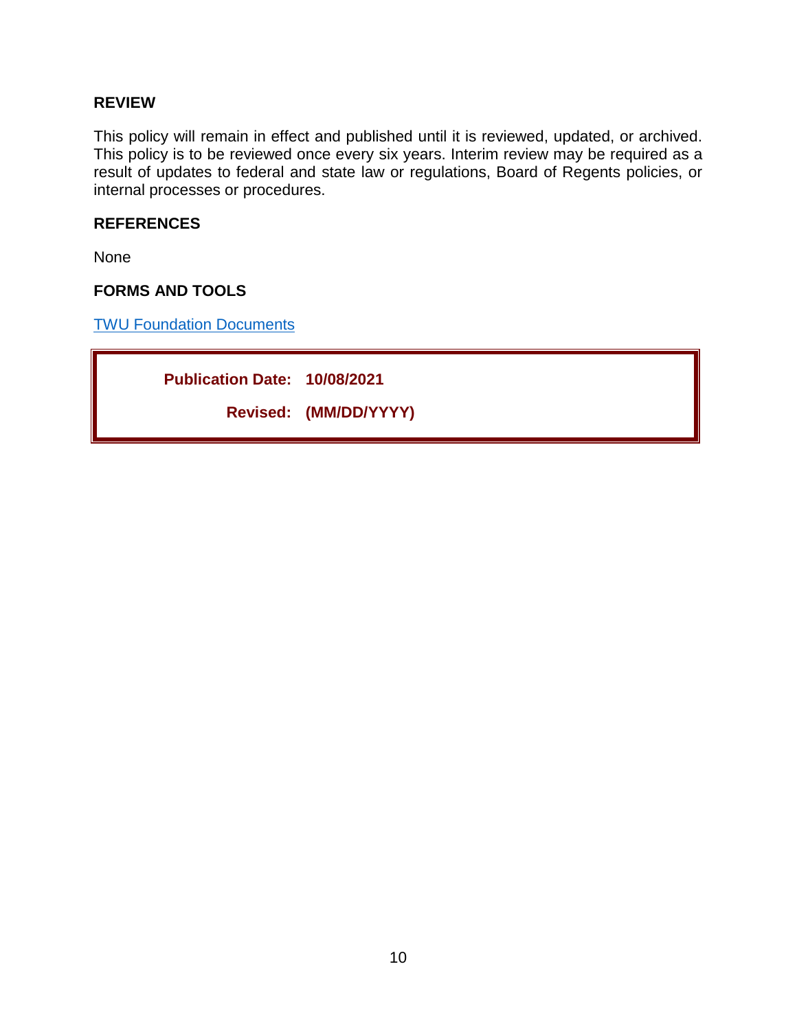## REVIEW

This policy will remain in effect and published until it is reviewed, updated, or archived. This policy is to be reviewed once every six years. Interim review may be required as a result of updates to federal and state law or regulations, Board of Regents policies, or internal processes or procedures.

## REFERENCES

None

## FORMS AND TOOLS

TWU Foundation Documents

**Publication Date: 10/08/2021**

**Revised: (MM/DD/YYYY)**